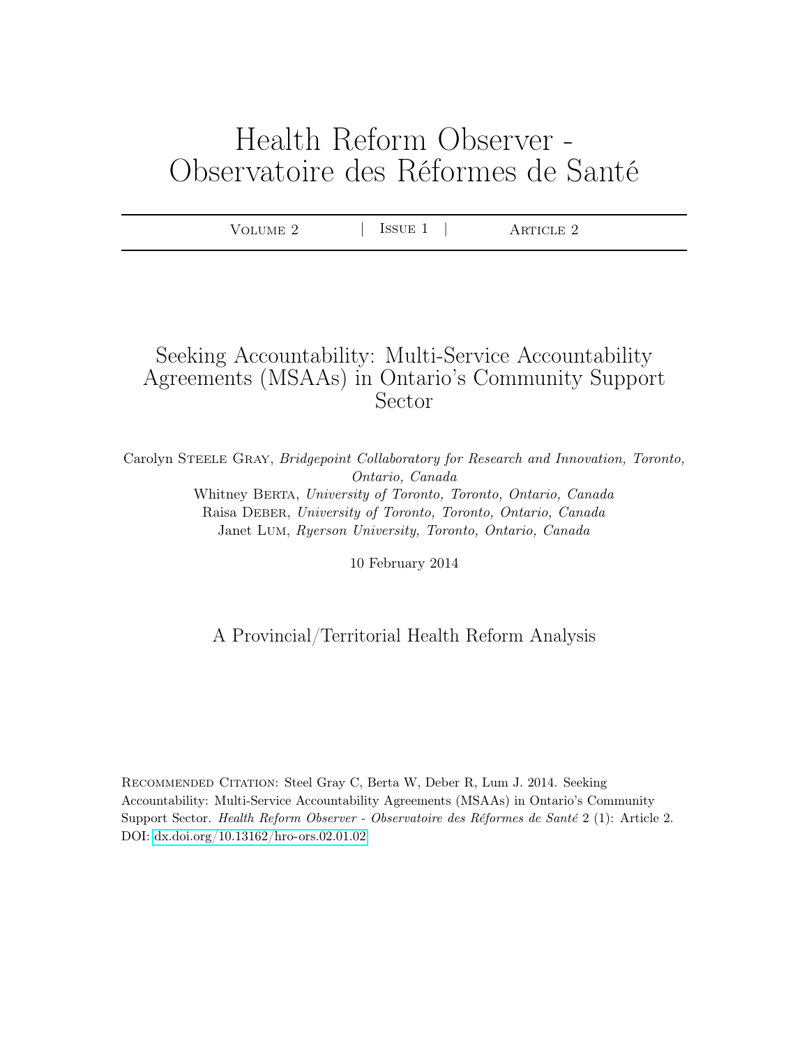# Health Reform Observer - Observatoire des Réformes de Santé

Volume 2 | Issue 1 | Article 2

## Seeking Accountability: Multi-Service Accountability Agreements (MSAAs) in Ontario's Community Support Sector

Carolyn Steele Gray, *Bridgepoint Collaboratory for Research and Innovation, Toronto, Ontario, Canada*
Whitney Berta, *University of Toronto, Toronto, Ontario, Canada*
Raisa Deber, *University of Toronto, Toronto, Ontario, Canada*
Janet Lum, *Ryerson University, Toronto, Ontario, Canada*

10 February 2014

A Provincial/Territorial Health Reform Analysis

Recommended Citation: Steel Gray C, Berta W, Deber R, Lum J. 2014. Seeking Accountability: Multi-Service Accountability Agreements (MSAAs) in Ontario's Community Support Sector. *Health Reform Observer - Observatoire des Réformes de Santé* 2 (1): Article 2. DOI: dx.doi.org/10.13162/hro-ors.02.01.02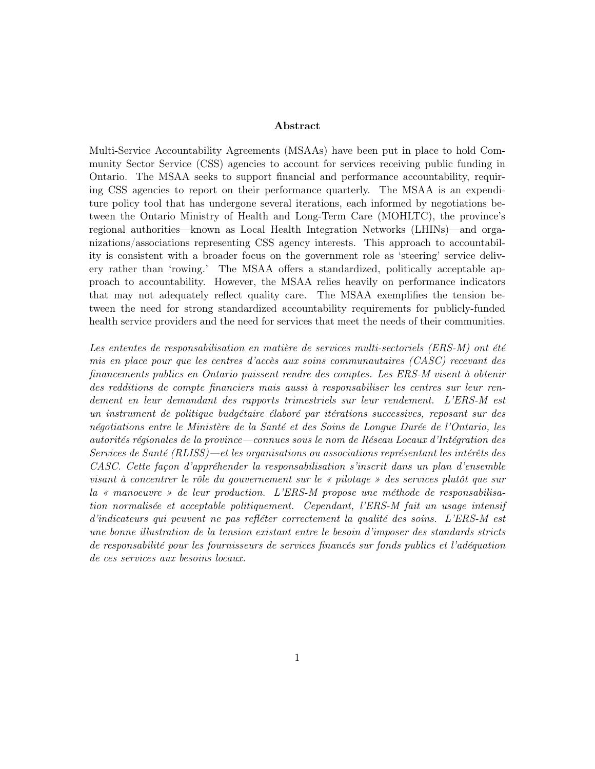**Abstract**

Multi-Service Accountability Agreements (MSAAs) have been put in place to hold Community Sector Service (CSS) agencies to account for services receiving public funding in Ontario. The MSAA seeks to support financial and performance accountability, requiring CSS agencies to report on their performance quarterly. The MSAA is an expenditure policy tool that has undergone several iterations, each informed by negotiations between the Ontario Ministry of Health and Long-Term Care (MOHLTC), the province's regional authorities—known as Local Health Integration Networks (LHINs)—and organizations/associations representing CSS agency interests. This approach to accountability is consistent with a broader focus on the government role as 'steering' service delivery rather than 'rowing.' The MSAA offers a standardized, politically acceptable approach to accountability. However, the MSAA relies heavily on performance indicators that may not adequately reflect quality care. The MSAA exemplifies the tension between the need for strong standardized accountability requirements for publicly-funded health service providers and the need for services that meet the needs of their communities.

*Les ententes de responsabilisation en matière de services multi-sectoriels (ERS-M) ont été mis en place pour que les centres d'accès aux soins communautaires (CASC) recevant des financements publics en Ontario puissent rendre des comptes. Les ERS-M visent à obtenir des redditions de compte financiers mais aussi à responsabiliser les centres sur leur rendement en leur demandant des rapports trimestriels sur leur rendement. L'ERS-M est un instrument de politique budgétaire élaboré par itérations successives, reposant sur des négotiations entre le Ministère de la Santé et des Soins de Longue Durée de l'Ontario, les autorités régionales de la province—connues sous le nom de Réseau Locaux d'Intégration des Services de Santé (RLISS)—et les organisations ou associations représentant les intérêts des CASC. Cette façon d'appréhender la responsabilisation s'inscrit dans un plan d'ensemble visant à concentrer le rôle du gouvernement sur le « pilotage » des services plutôt que sur la « manoeuvre » de leur production. L'ERS-M propose une méthode de responsabilisation normalisée et acceptable politiquement. Cependant, l'ERS-M fait un usage intensif d'indicateurs qui peuvent ne pas refléter correctement la qualité des soins. L'ERS-M est une bonne illustration de la tension existant entre le besoin d'imposer des standards stricts de responsabilité pour les fournisseurs de services financés sur fonds publics et l'adéquation de ces services aux besoins locaux.*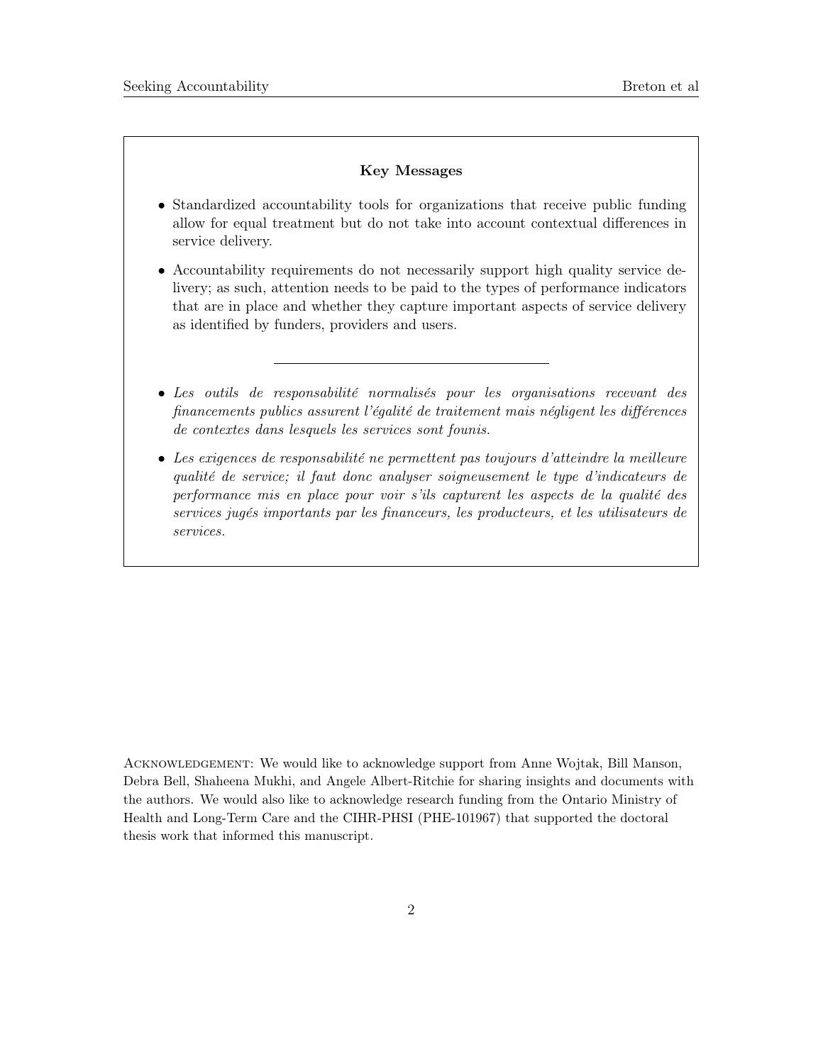**Key Messages**

- Standardized accountability tools for organizations that receive public funding allow for equal treatment but do not take into account contextual differences in service delivery.
- Accountability requirements do not necessarily support high quality service delivery; as such, attention needs to be paid to the types of performance indicators that are in place and whether they capture important aspects of service delivery as identified by funders, providers and users.

---

- *Les outils de responsabilité normalisés pour les organisations recevant des financements publics assurent l'égalité de traitement mais négligent les différences de contextes dans lesquels les services sont founis.*
- *Les exigences de responsabilité ne permettent pas toujours d'atteindre la meilleure qualité de service; il faut donc analyser soigneusement le type d'indicateurs de performance mis en place pour voir s'ils capturent les aspects de la qualité des services jugés importants par les financeurs, les producteurs, et les utilisateurs de services.*

Acknowledgement: We would like to acknowledge support from Anne Wojtak, Bill Manson, Debra Bell, Shaheena Mukhi, and Angele Albert-Ritchie for sharing insights and documents with the authors. We would also like to acknowledge research funding from the Ontario Ministry of Health and Long-Term Care and the CIHR-PHSI (PHE-101967) that supported the doctoral thesis work that informed this manuscript.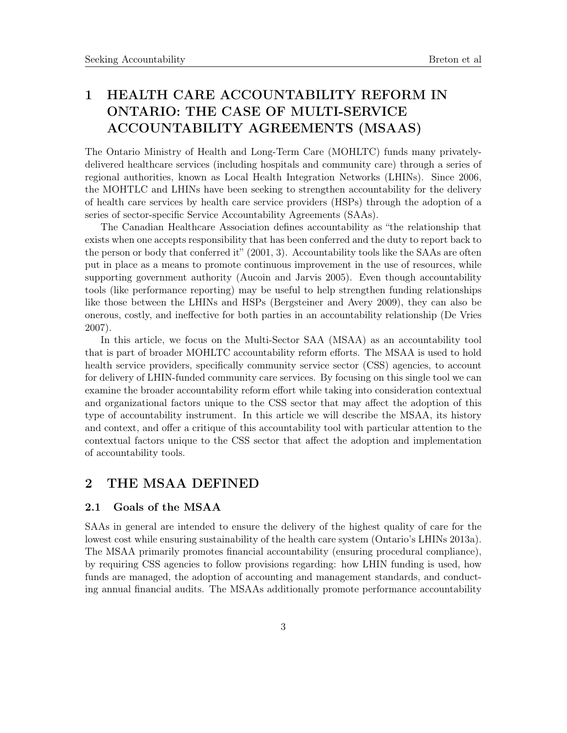# 1 HEALTH CARE ACCOUNTABILITY REFORM IN ONTARIO: THE CASE OF MULTI-SERVICE ACCOUNTABILITY AGREEMENTS (MSAAS)

The Ontario Ministry of Health and Long-Term Care (MOHLTC) funds many privately-delivered healthcare services (including hospitals and community care) through a series of regional authorities, known as Local Health Integration Networks (LHINs). Since 2006, the MOHTLC and LHINs have been seeking to strengthen accountability for the delivery of health care services by health care service providers (HSPs) through the adoption of a series of sector-specific Service Accountability Agreements (SAAs).

The Canadian Healthcare Association defines accountability as "the relationship that exists when one accepts responsibility that has been conferred and the duty to report back to the person or body that conferred it" (2001, 3). Accountability tools like the SAAs are often put in place as a means to promote continuous improvement in the use of resources, while supporting government authority (Aucoin and Jarvis 2005). Even though accountability tools (like performance reporting) may be useful to help strengthen funding relationships like those between the LHINs and HSPs (Bergsteiner and Avery 2009), they can also be onerous, costly, and ineffective for both parties in an accountability relationship (De Vries 2007).

In this article, we focus on the Multi-Sector SAA (MSAA) as an accountability tool that is part of broader MOHLTC accountability reform efforts. The MSAA is used to hold health service providers, specifically community service sector (CSS) agencies, to account for delivery of LHIN-funded community care services. By focusing on this single tool we can examine the broader accountability reform effort while taking into consideration contextual and organizational factors unique to the CSS sector that may affect the adoption of this type of accountability instrument. In this article we will describe the MSAA, its history and context, and offer a critique of this accountability tool with particular attention to the contextual factors unique to the CSS sector that affect the adoption and implementation of accountability tools.

# 2 THE MSAA DEFINED

## 2.1 Goals of the MSAA

SAAs in general are intended to ensure the delivery of the highest quality of care for the lowest cost while ensuring sustainability of the health care system (Ontario's LHINs 2013a). The MSAA primarily promotes financial accountability (ensuring procedural compliance), by requiring CSS agencies to follow provisions regarding: how LHIN funding is used, how funds are managed, the adoption of accounting and management standards, and conducting annual financial audits. The MSAAs additionally promote performance accountability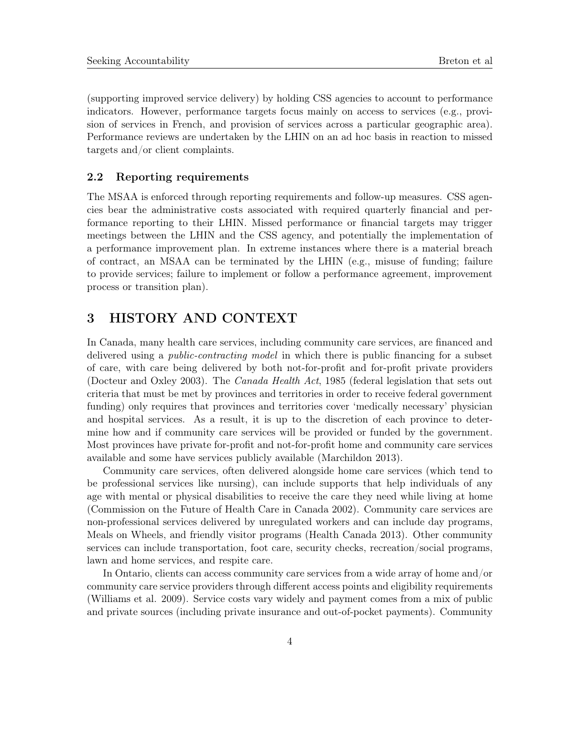(supporting improved service delivery) by holding CSS agencies to account to performance indicators. However, performance targets focus mainly on access to services (e.g., provision of services in French, and provision of services across a particular geographic area). Performance reviews are undertaken by the LHIN on an ad hoc basis in reaction to missed targets and/or client complaints.

### 2.2 Reporting requirements

The MSAA is enforced through reporting requirements and follow-up measures. CSS agencies bear the administrative costs associated with required quarterly financial and performance reporting to their LHIN. Missed performance or financial targets may trigger meetings between the LHIN and the CSS agency, and potentially the implementation of a performance improvement plan. In extreme instances where there is a material breach of contract, an MSAA can be terminated by the LHIN (e.g., misuse of funding; failure to provide services; failure to implement or follow a performance agreement, improvement process or transition plan).

## 3 HISTORY AND CONTEXT

In Canada, many health care services, including community care services, are financed and delivered using a *public-contracting model* in which there is public financing for a subset of care, with care being delivered by both not-for-profit and for-profit private providers (Docteur and Oxley 2003). The *Canada Health Act*, 1985 (federal legislation that sets out criteria that must be met by provinces and territories in order to receive federal government funding) only requires that provinces and territories cover 'medically necessary' physician and hospital services. As a result, it is up to the discretion of each province to determine how and if community care services will be provided or funded by the government. Most provinces have private for-profit and not-for-profit home and community care services available and some have services publicly available (Marchildon 2013).

Community care services, often delivered alongside home care services (which tend to be professional services like nursing), can include supports that help individuals of any age with mental or physical disabilities to receive the care they need while living at home (Commission on the Future of Health Care in Canada 2002). Community care services are non-professional services delivered by unregulated workers and can include day programs, Meals on Wheels, and friendly visitor programs (Health Canada 2013). Other community services can include transportation, foot care, security checks, recreation/social programs, lawn and home services, and respite care.

In Ontario, clients can access community care services from a wide array of home and/or community care service providers through different access points and eligibility requirements (Williams et al. 2009). Service costs vary widely and payment comes from a mix of public and private sources (including private insurance and out-of-pocket payments). Community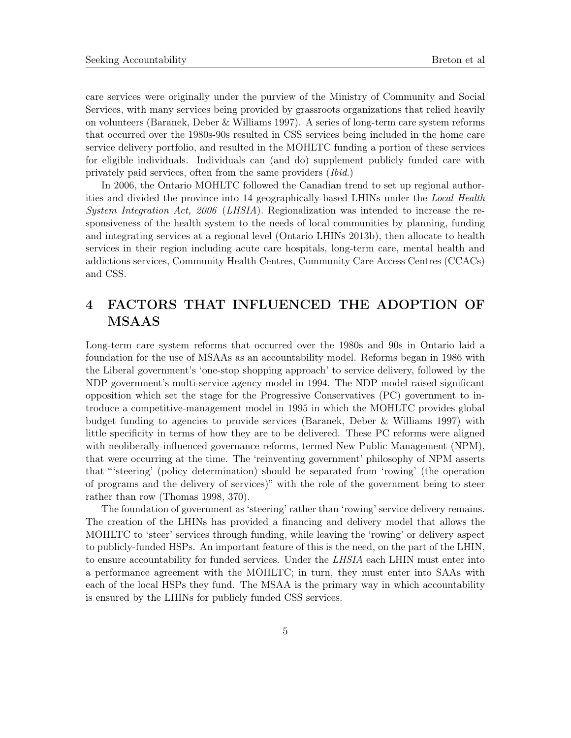care services were originally under the purview of the Ministry of Community and Social Services, with many services being provided by grassroots organizations that relied heavily on volunteers (Baranek, Deber & Williams 1997). A series of long-term care system reforms that occurred over the 1980s-90s resulted in CSS services being included in the home care service delivery portfolio, and resulted in the MOHLTC funding a portion of these services for eligible individuals. Individuals can (and do) supplement publicly funded care with privately paid services, often from the same providers (*Ibid*.)

In 2006, the Ontario MOHLTC followed the Canadian trend to set up regional authorities and divided the province into 14 geographically-based LHINs under the *Local Health System Integration Act, 2006* (*LHSIA*). Regionalization was intended to increase the responsiveness of the health system to the needs of local communities by planning, funding and integrating services at a regional level (Ontario LHINs 2013b), then allocate to health services in their region including acute care hospitals, long-term care, mental health and addictions services, Community Health Centres, Community Care Access Centres (CCACs) and CSS.

# 4 FACTORS THAT INFLUENCED THE ADOPTION OF MSAAS

Long-term care system reforms that occurred over the 1980s and 90s in Ontario laid a foundation for the use of MSAAs as an accountability model. Reforms began in 1986 with the Liberal government's 'one-stop shopping approach' to service delivery, followed by the NDP government's multi-service agency model in 1994. The NDP model raised significant opposition which set the stage for the Progressive Conservatives (PC) government to introduce a competitive-management model in 1995 in which the MOHLTC provides global budget funding to agencies to provide services (Baranek, Deber & Williams 1997) with little specificity in terms of how they are to be delivered. These PC reforms were aligned with neoliberally-influenced governance reforms, termed New Public Management (NPM), that were occurring at the time. The 'reinventing government' philosophy of NPM asserts that "'steering' (policy determination) should be separated from 'rowing' (the operation of programs and the delivery of services)" with the role of the government being to steer rather than row (Thomas 1998, 370).

The foundation of government as 'steering' rather than 'rowing' service delivery remains. The creation of the LHINs has provided a financing and delivery model that allows the MOHLTC to 'steer' services through funding, while leaving the 'rowing' or delivery aspect to publicly-funded HSPs. An important feature of this is the need, on the part of the LHIN, to ensure accountability for funded services. Under the *LHSIA* each LHIN must enter into a performance agreement with the MOHLTC; in turn, they must enter into SAAs with each of the local HSPs they fund. The MSAA is the primary way in which accountability is ensured by the LHINs for publicly funded CSS services.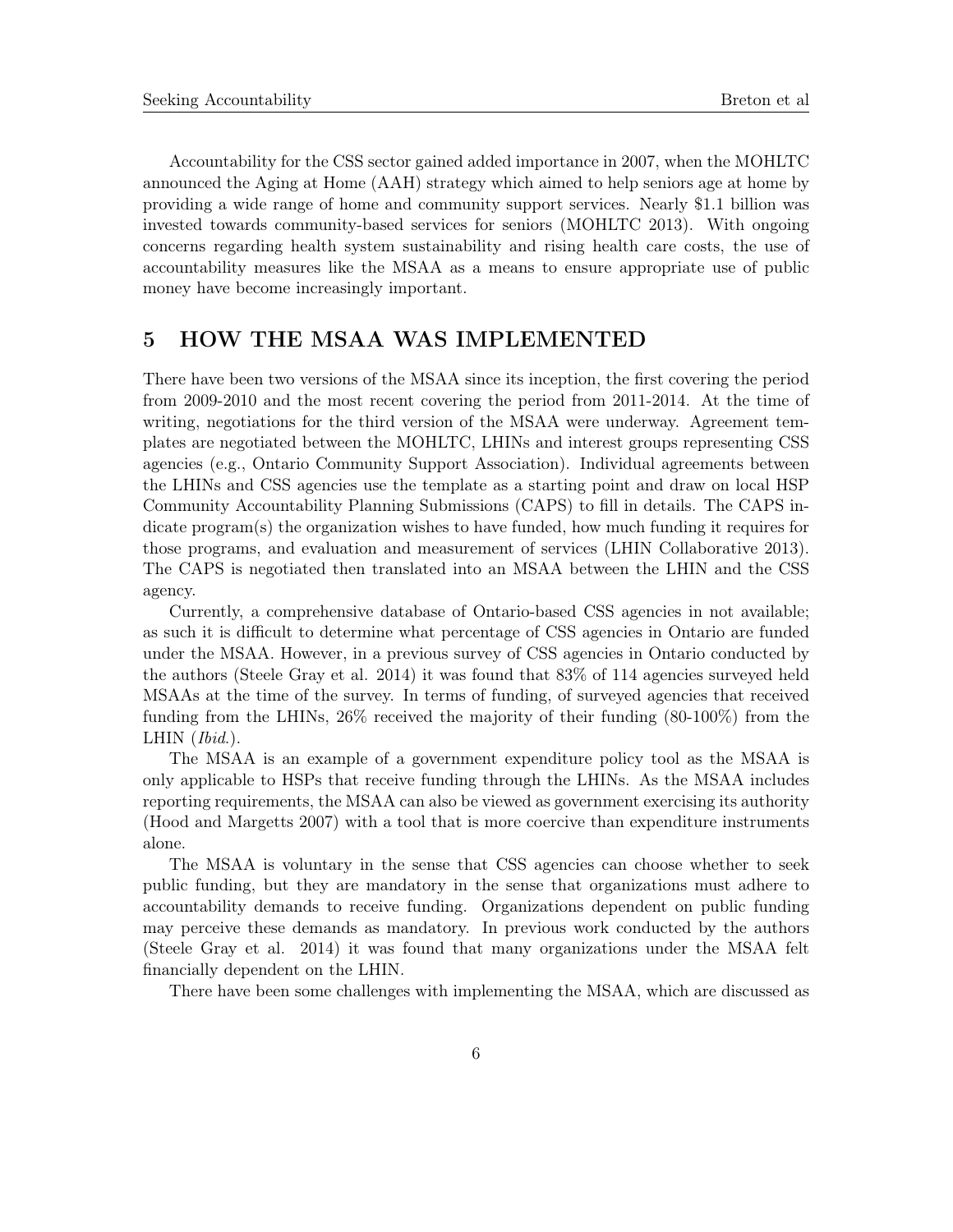Accountability for the CSS sector gained added importance in 2007, when the MOHLTC announced the Aging at Home (AAH) strategy which aimed to help seniors age at home by providing a wide range of home and community support services. Nearly $1.1 billion was invested towards community-based services for seniors (MOHLTC 2013). With ongoing concerns regarding health system sustainability and rising health care costs, the use of accountability measures like the MSAA as a means to ensure appropriate use of public money have become increasingly important.

## 5 HOW THE MSAA WAS IMPLEMENTED

There have been two versions of the MSAA since its inception, the first covering the period from 2009-2010 and the most recent covering the period from 2011-2014. At the time of writing, negotiations for the third version of the MSAA were underway. Agreement templates are negotiated between the MOHLTC, LHINs and interest groups representing CSS agencies (e.g., Ontario Community Support Association). Individual agreements between the LHINs and CSS agencies use the template as a starting point and draw on local HSP Community Accountability Planning Submissions (CAPS) to fill in details. The CAPS indicate program(s) the organization wishes to have funded, how much funding it requires for those programs, and evaluation and measurement of services (LHIN Collaborative 2013). The CAPS is negotiated then translated into an MSAA between the LHIN and the CSS agency.

Currently, a comprehensive database of Ontario-based CSS agencies in not available; as such it is difficult to determine what percentage of CSS agencies in Ontario are funded under the MSAA. However, in a previous survey of CSS agencies in Ontario conducted by the authors (Steele Gray et al. 2014) it was found that 83% of 114 agencies surveyed held MSAAs at the time of the survey. In terms of funding, of surveyed agencies that received funding from the LHINs, 26% received the majority of their funding (80-100%) from the LHIN (*Ibid.*).

The MSAA is an example of a government expenditure policy tool as the MSAA is only applicable to HSPs that receive funding through the LHINs. As the MSAA includes reporting requirements, the MSAA can also be viewed as government exercising its authority (Hood and Margetts 2007) with a tool that is more coercive than expenditure instruments alone.

The MSAA is voluntary in the sense that CSS agencies can choose whether to seek public funding, but they are mandatory in the sense that organizations must adhere to accountability demands to receive funding. Organizations dependent on public funding may perceive these demands as mandatory. In previous work conducted by the authors (Steele Gray et al. 2014) it was found that many organizations under the MSAA felt financially dependent on the LHIN.

There have been some challenges with implementing the MSAA, which are discussed as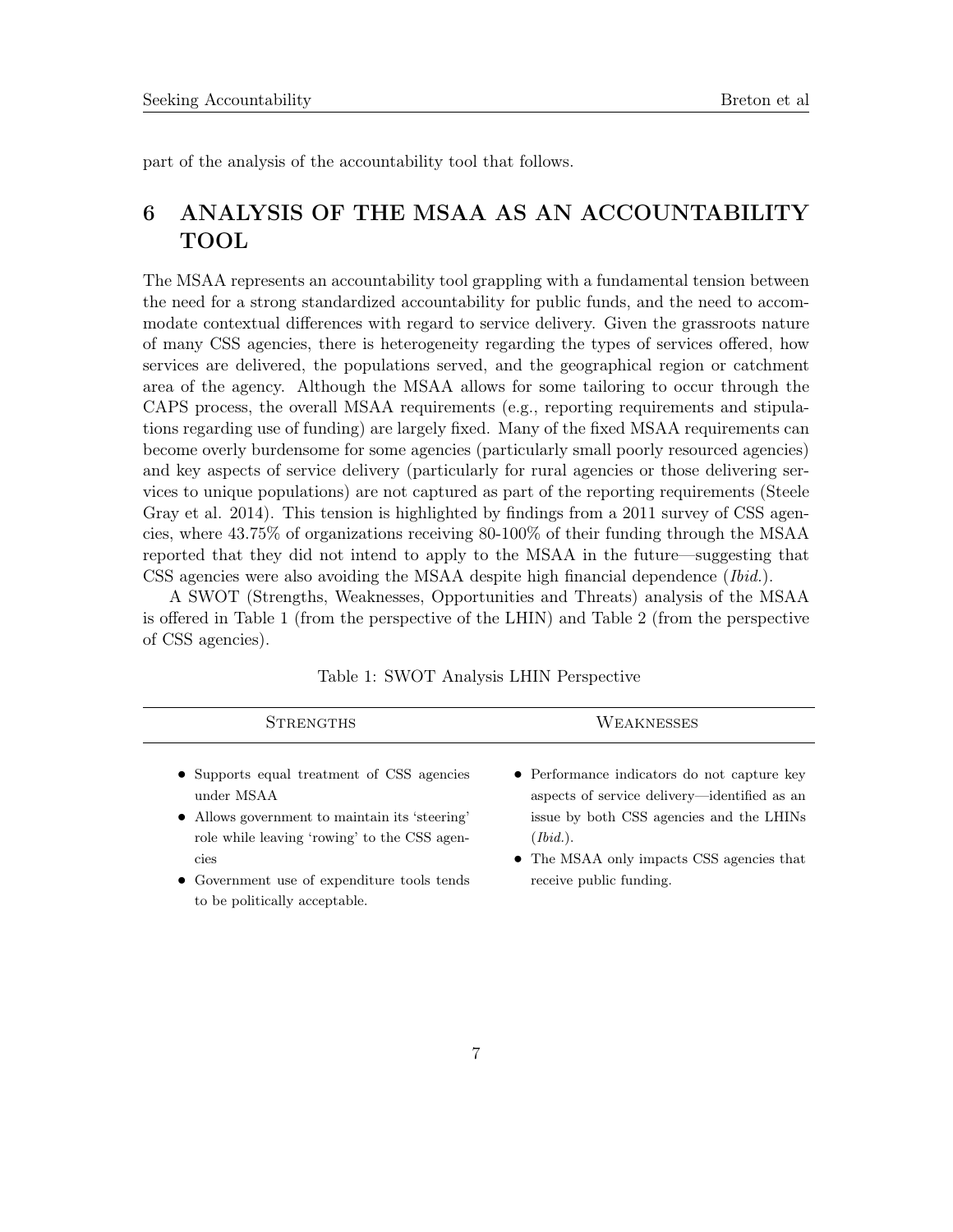part of the analysis of the accountability tool that follows.

# 6 ANALYSIS OF THE MSAA AS AN ACCOUNTABILITY TOOL

The MSAA represents an accountability tool grappling with a fundamental tension between the need for a strong standardized accountability for public funds, and the need to accommodate contextual differences with regard to service delivery. Given the grassroots nature of many CSS agencies, there is heterogeneity regarding the types of services offered, how services are delivered, the populations served, and the geographical region or catchment area of the agency. Although the MSAA allows for some tailoring to occur through the CAPS process, the overall MSAA requirements (e.g., reporting requirements and stipulations regarding use of funding) are largely fixed. Many of the fixed MSAA requirements can become overly burdensome for some agencies (particularly small poorly resourced agencies) and key aspects of service delivery (particularly for rural agencies or those delivering services to unique populations) are not captured as part of the reporting requirements (Steele Gray et al. 2014). This tension is highlighted by findings from a 2011 survey of CSS agencies, where 43.75% of organizations receiving 80-100% of their funding through the MSAA reported that they did not intend to apply to the MSAA in the future—suggesting that CSS agencies were also avoiding the MSAA despite high financial dependence (*Ibid.*).

A SWOT (Strengths, Weaknesses, Opportunities and Threats) analysis of the MSAA is offered in Table 1 (from the perspective of the LHIN) and Table 2 (from the perspective of CSS agencies).

Table 1: SWOT Analysis LHIN Perspective

| Strengths | Weaknesses |
|---|---|
| • Supports equal treatment of CSS agencies under MSAA<br>• Allows government to maintain its 'steering' role while leaving 'rowing' to the CSS agencies<br>• Government use of expenditure tools tends to be politically acceptable. | • Performance indicators do not capture key aspects of service delivery—identified as an issue by both CSS agencies and the LHINs (*Ibid.*).<br>• The MSAA only impacts CSS agencies that receive public funding. |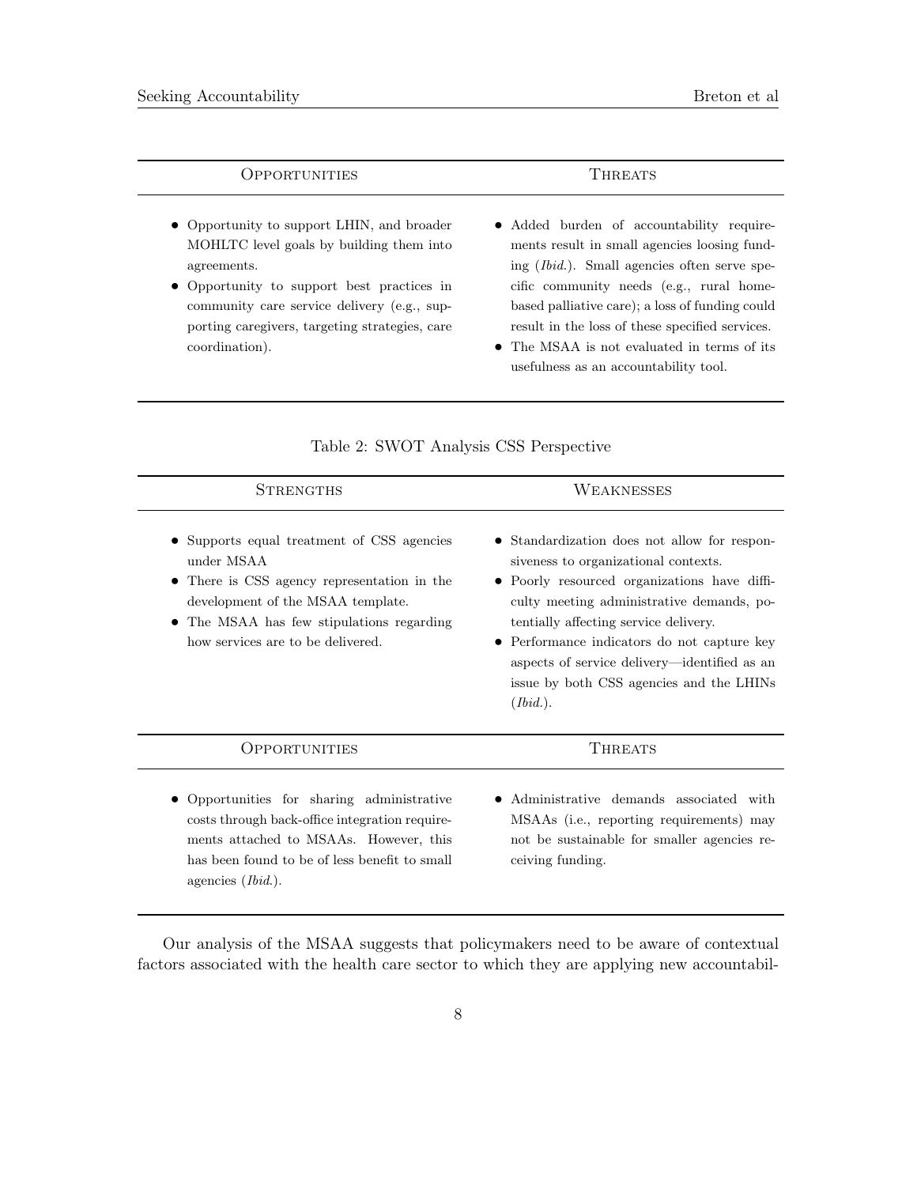| Opportunities | Threats |
|---|---|
| • Opportunity to support LHIN, and broader MOHLTC level goals by building them into agreements.<br>• Opportunity to support best practices in community care service delivery (e.g., supporting caregivers, targeting strategies, care coordination). | • Added burden of accountability requirements result in small agencies loosing funding (*Ibid.*). Small agencies often serve specific community needs (e.g., rural home-based palliative care); a loss of funding could result in the loss of these specified services.<br>• The MSAA is not evaluated in terms of its usefulness as an accountability tool. |

Table 2: SWOT Analysis CSS Perspective

| Strengths | Weaknesses |
|---|---|
| • Supports equal treatment of CSS agencies under MSAA<br>• There is CSS agency representation in the development of the MSAA template.<br>• The MSAA has few stipulations regarding how services are to be delivered. | • Standardization does not allow for responsiveness to organizational contexts.<br>• Poorly resourced organizations have difficulty meeting administrative demands, potentially affecting service delivery.<br>• Performance indicators do not capture key aspects of service delivery—identified as an issue by both CSS agencies and the LHINs (*Ibid.*). |
| **Opportunities** | **Threats** |
| • Opportunities for sharing administrative costs through back-office integration requirements attached to MSAAs. However, this has been found to be of less benefit to small agencies (*Ibid.*). | • Administrative demands associated with MSAAs (i.e., reporting requirements) may not be sustainable for smaller agencies receiving funding. |

Our analysis of the MSAA suggests that policymakers need to be aware of contextual factors associated with the health care sector to which they are applying new accountabil-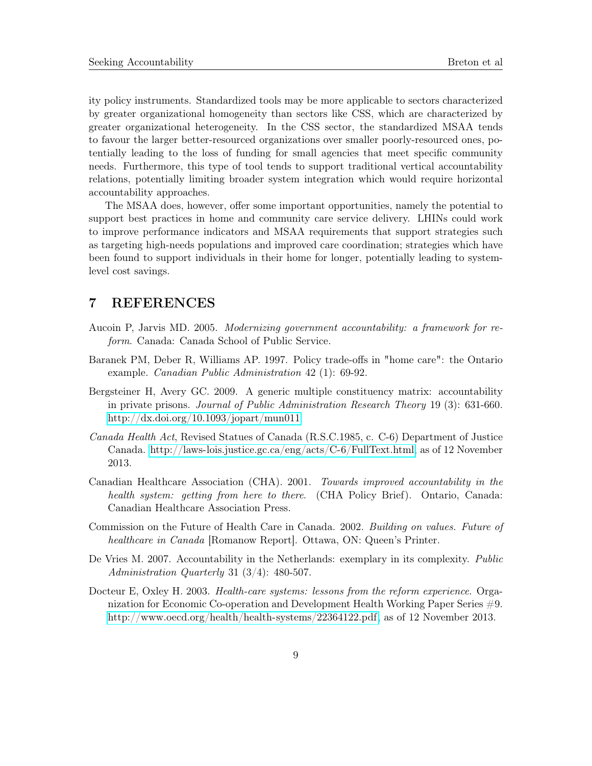ity policy instruments. Standardized tools may be more applicable to sectors characterized by greater organizational homogeneity than sectors like CSS, which are characterized by greater organizational heterogeneity. In the CSS sector, the standardized MSAA tends to favour the larger better-resourced organizations over smaller poorly-resourced ones, potentially leading to the loss of funding for small agencies that meet specific community needs. Furthermore, this type of tool tends to support traditional vertical accountability relations, potentially limiting broader system integration which would require horizontal accountability approaches.

The MSAA does, however, offer some important opportunities, namely the potential to support best practices in home and community care service delivery. LHINs could work to improve performance indicators and MSAA requirements that support strategies such as targeting high-needs populations and improved care coordination; strategies which have been found to support individuals in their home for longer, potentially leading to system-level cost savings.

# 7 REFERENCES

Aucoin P, Jarvis MD. 2005. *Modernizing government accountability: a framework for reform*. Canada: Canada School of Public Service.

Baranek PM, Deber R, Williams AP. 1997. Policy trade-offs in "home care": the Ontario example. *Canadian Public Administration* 42 (1): 69-92.

Bergsteiner H, Avery GC. 2009. A generic multiple constituency matrix: accountability in private prisons. *Journal of Public Administration Research Theory* 19 (3): 631-660. http://dx.doi.org/10.1093/jopart/mun011

*Canada Health Act*, Revised Statues of Canada (R.S.C.1985, c. C-6) Department of Justice Canada. http://laws-lois.justice.gc.ca/eng/acts/C-6/FullText.html, as of 12 November 2013.

Canadian Healthcare Association (CHA). 2001. *Towards improved accountability in the health system: getting from here to there*. (CHA Policy Brief). Ontario, Canada: Canadian Healthcare Association Press.

Commission on the Future of Health Care in Canada. 2002. *Building on values. Future of healthcare in Canada* [Romanow Report]. Ottawa, ON: Queen's Printer.

De Vries M. 2007. Accountability in the Netherlands: exemplary in its complexity. *Public Administration Quarterly* 31 (3/4): 480-507.

Docteur E, Oxley H. 2003. *Health-care systems: lessons from the reform experience*. Organization for Economic Co-operation and Development Health Working Paper Series #9. http://www.oecd.org/health/health-systems/22364122.pdf, as of 12 November 2013.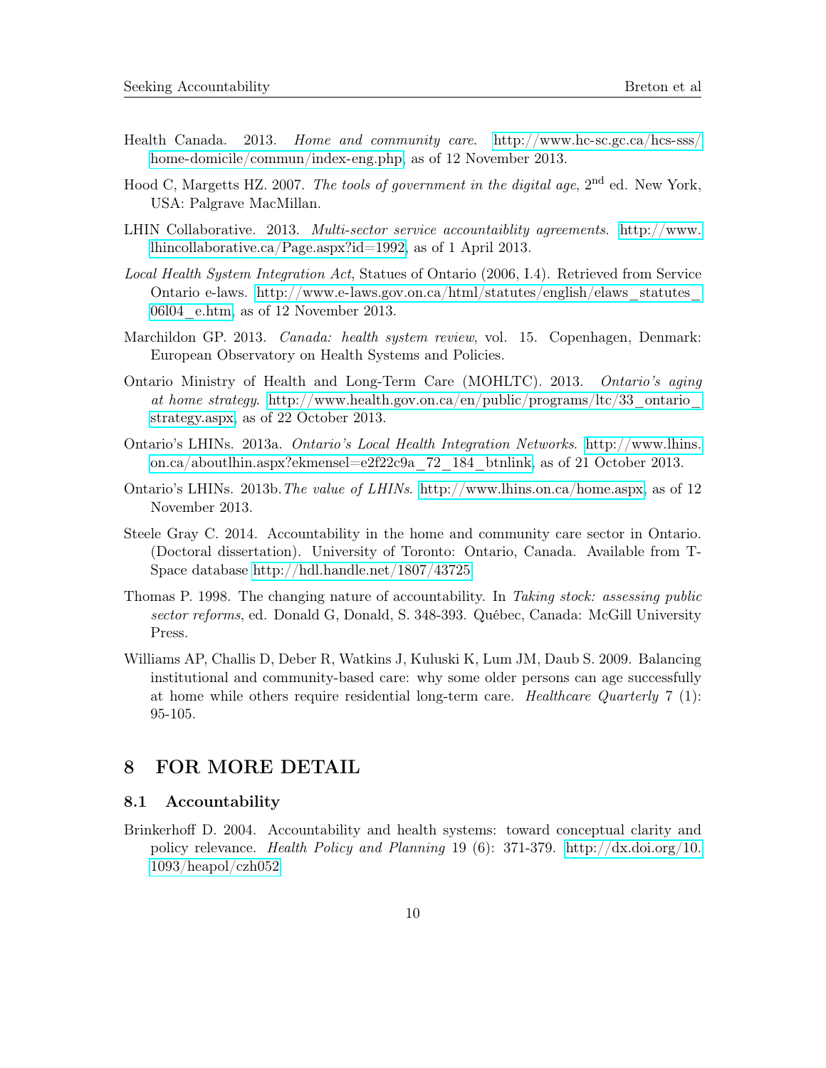Health Canada. 2013. *Home and community care*. http://www.hc-sc.gc.ca/hcs-sss/home-domicile/commun/index-eng.php, as of 12 November 2013.

Hood C, Margetts HZ. 2007. *The tools of government in the digital age*, 2nd ed. New York, USA: Palgrave MacMillan.

LHIN Collaborative. 2013. *Multi-sector service accountaiblity agreements*. http://www.lhincollaborative.ca/Page.aspx?id=1992, as of 1 April 2013.

*Local Health System Integration Act*, Statues of Ontario (2006, I.4). Retrieved from Service Ontario e-laws. http://www.e-laws.gov.on.ca/html/statutes/english/elaws_statutes_06l04_e.htm, as of 12 November 2013.

Marchildon GP. 2013. *Canada: health system review*, vol. 15. Copenhagen, Denmark: European Observatory on Health Systems and Policies.

Ontario Ministry of Health and Long-Term Care (MOHLTC). 2013. *Ontario's aging at home strategy*. http://www.health.gov.on.ca/en/public/programs/ltc/33_ontario_strategy.aspx, as of 22 October 2013.

Ontario's LHINs. 2013a. *Ontario's Local Health Integration Networks*. http://www.lhins.on.ca/aboutlhin.aspx?ekmensel=e2f22c9a_72_184_btnlink, as of 21 October 2013.

Ontario's LHINs. 2013b. *The value of LHINs*. http://www.lhins.on.ca/home.aspx, as of 12 November 2013.

Steele Gray C. 2014. Accountability in the home and community care sector in Ontario. (Doctoral dissertation). University of Toronto: Ontario, Canada. Available from T-Space database http://hdl.handle.net/1807/43725

Thomas P. 1998. The changing nature of accountability. In *Taking stock: assessing public sector reforms*, ed. Donald G, Donald, S. 348-393. Québec, Canada: McGill University Press.

Williams AP, Challis D, Deber R, Watkins J, Kuluski K, Lum JM, Daub S. 2009. Balancing institutional and community-based care: why some older persons can age successfully at home while others require residential long-term care. *Healthcare Quarterly* 7 (1): 95-105.

# 8 FOR MORE DETAIL

## 8.1 Accountability

Brinkerhoff D. 2004. Accountability and health systems: toward conceptual clarity and policy relevance. *Health Policy and Planning* 19 (6): 371-379. http://dx.doi.org/10.1093/heapol/czh052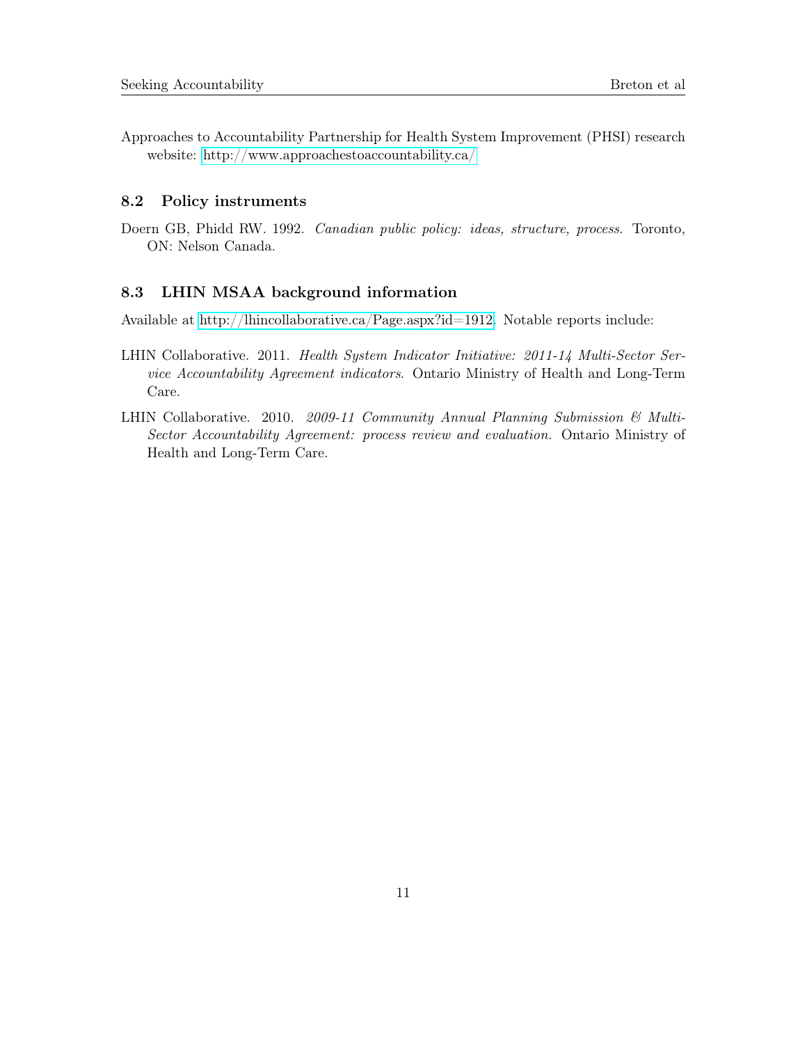Approaches to Accountability Partnership for Health System Improvement (PHSI) research website: http://www.approachestoaccountability.ca/

### 8.2 Policy instruments

Doern GB, Phidd RW. 1992. *Canadian public policy: ideas, structure, process.* Toronto, ON: Nelson Canada.

### 8.3 LHIN MSAA background information

Available at http://lhincollaborative.ca/Page.aspx?id=1912. Notable reports include:

LHIN Collaborative. 2011. *Health System Indicator Initiative: 2011-14 Multi-Sector Service Accountability Agreement indicators*. Ontario Ministry of Health and Long-Term Care.

LHIN Collaborative. 2010. *2009-11 Community Annual Planning Submission & Multi-Sector Accountability Agreement: process review and evaluation.* Ontario Ministry of Health and Long-Term Care.